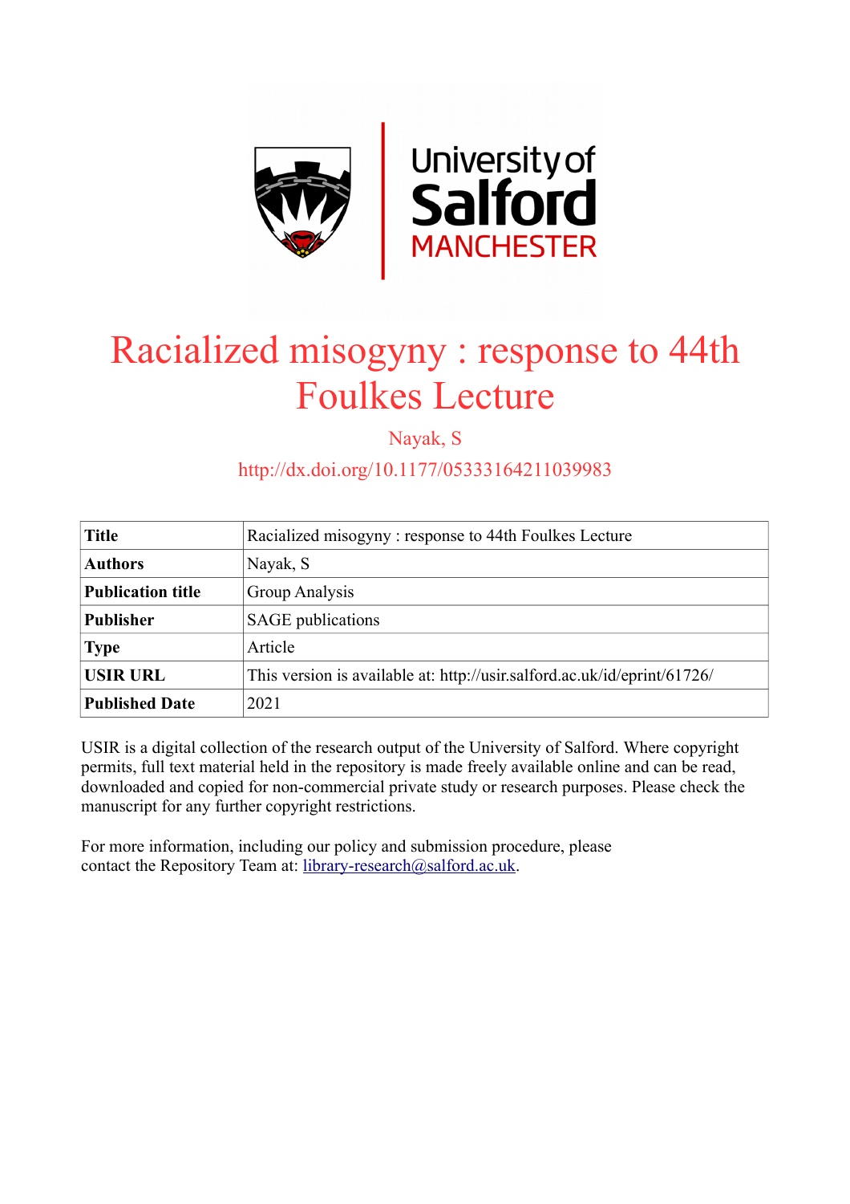# Racialized misogyny : response to 44th Foulkes Lecture

Nayak, S

http://dx.doi.org/10.1177/05333164211039983

| Title | Racialized misogyny : response to 44th Foulkes Lecture |
|---|---|
| Authors | Nayak, S |
| Publication title | Group Analysis |
| Publisher | SAGE publications |
| Type | Article |
| USIR URL | This version is available at: http://usir.salford.ac.uk/id/eprint/61726/ |
| Published Date | 2021 |

USIR is a digital collection of the research output of the University of Salford. Where copyright permits, full text material held in the repository is made freely available online and can be read, downloaded and copied for non-commercial private study or research purposes. Please check the manuscript for any further copyright restrictions.

For more information, including our policy and submission procedure, please contact the Repository Team at: library-research@salford.ac.uk.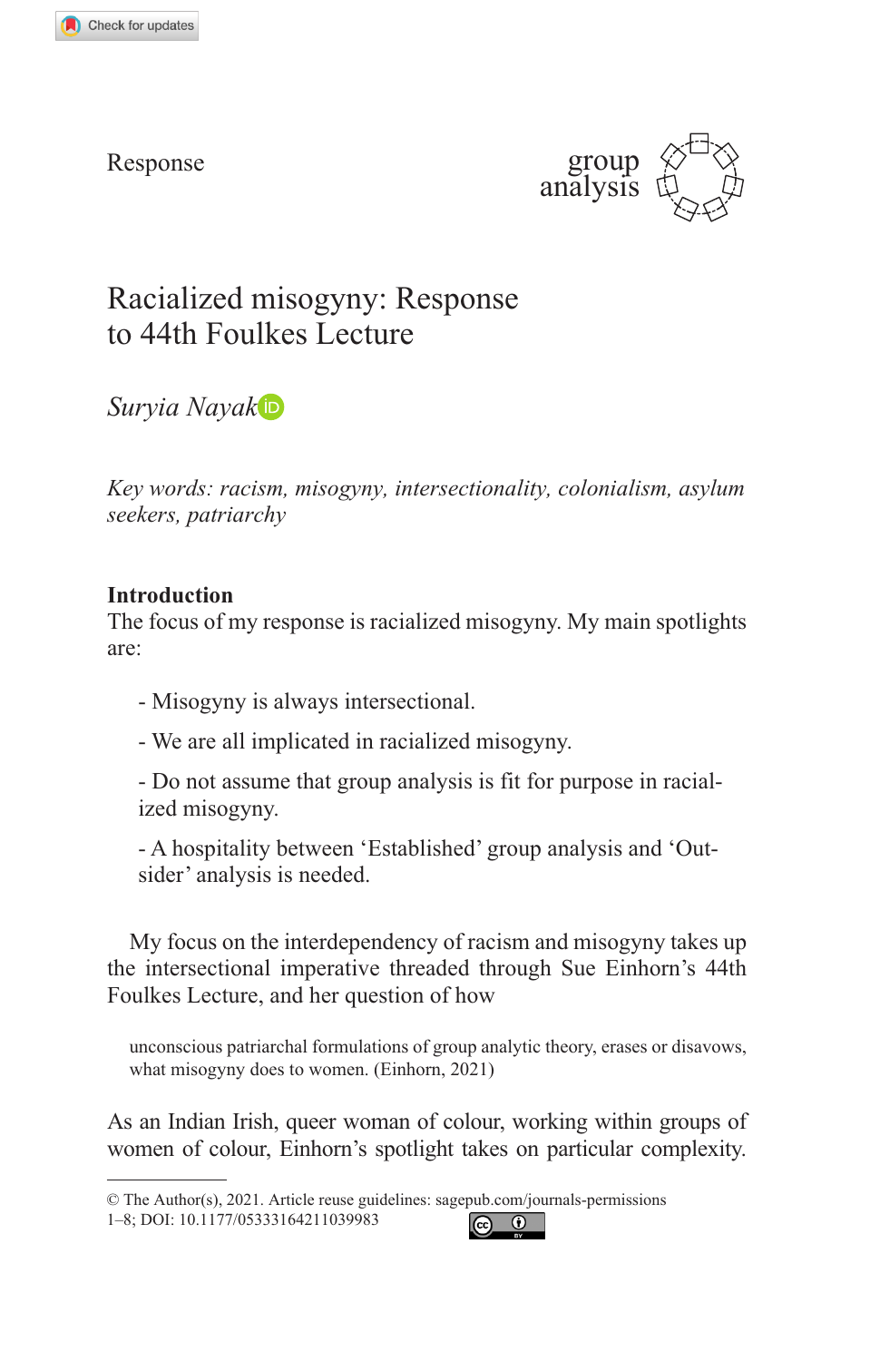Response

# Racialized misogyny: Response to 44th Foulkes Lecture

*Suryia Nayak*

*Key words: racism, misogyny, intersectionality, colonialism, asylum seekers, patriarchy*

## Introduction

The focus of my response is racialized misogyny. My main spotlights are:

- Misogyny is always intersectional.
- We are all implicated in racialized misogyny.
- Do not assume that group analysis is fit for purpose in racialized misogyny.
- A hospitality between 'Established' group analysis and 'Outsider' analysis is needed.

My focus on the interdependency of racism and misogyny takes up the intersectional imperative threaded through Sue Einhorn's 44th Foulkes Lecture, and her question of how

> unconscious patriarchal formulations of group analytic theory, erases or disavows, what misogyny does to women. (Einhorn, 2021)

As an Indian Irish, queer woman of colour, working within groups of women of colour, Einhorn's spotlight takes on particular complexity.

© The Author(s), 2021. Article reuse guidelines: sagepub.com/journals-permissions
DOI: 10.1177/05333164211039983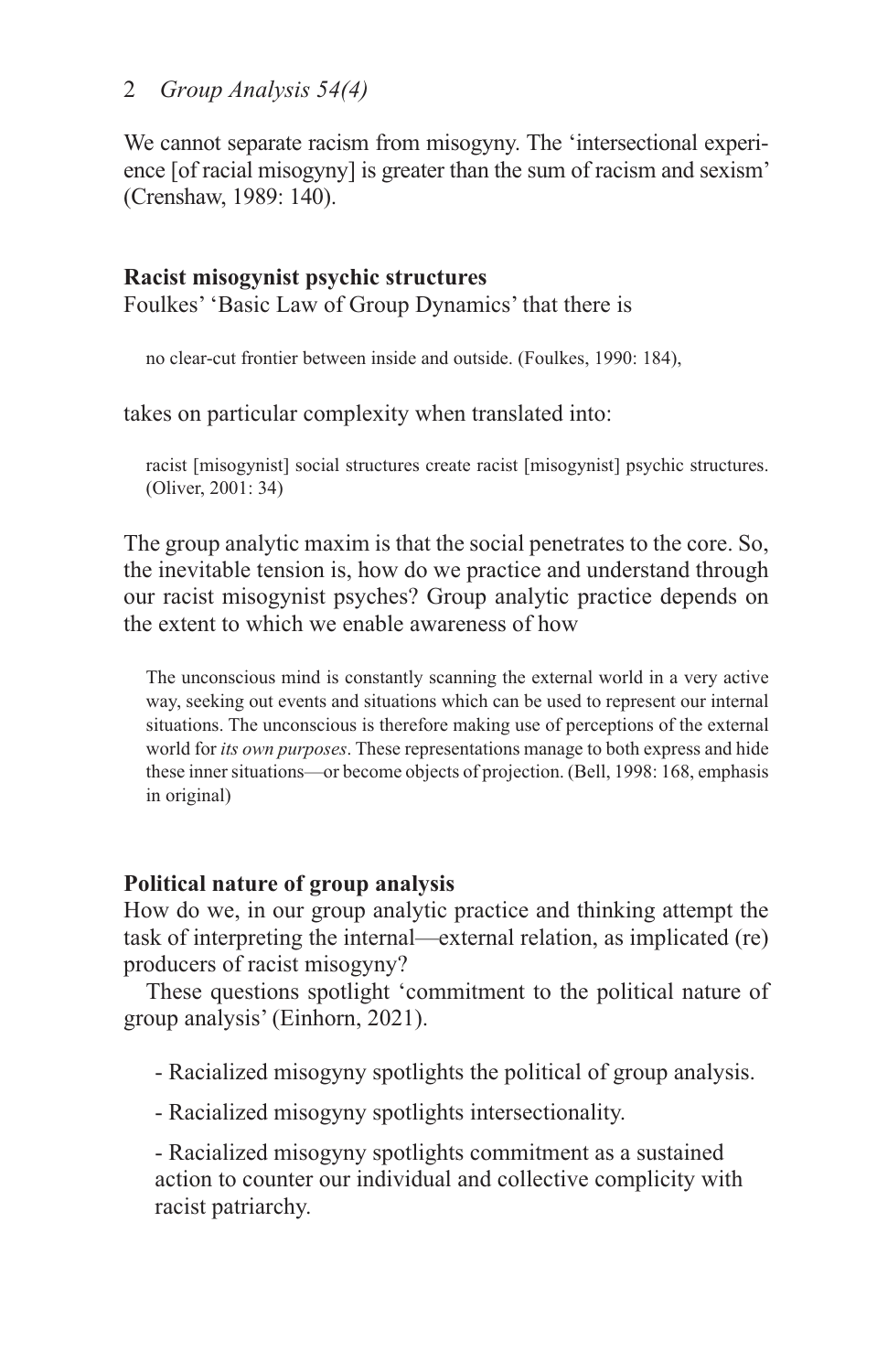We cannot separate racism from misogyny. The 'intersectional experience [of racial misogyny] is greater than the sum of racism and sexism' (Crenshaw, 1989: 140).

**Racist misogynist psychic structures**

Foulkes' 'Basic Law of Group Dynamics' that there is

> no clear-cut frontier between inside and outside. (Foulkes, 1990: 184),

takes on particular complexity when translated into:

> racist [misogynist] social structures create racist [misogynist] psychic structures. (Oliver, 2001: 34)

The group analytic maxim is that the social penetrates to the core. So, the inevitable tension is, how do we practice and understand through our racist misogynist psyches? Group analytic practice depends on the extent to which we enable awareness of how

> The unconscious mind is constantly scanning the external world in a very active way, seeking out events and situations which can be used to represent our internal situations. The unconscious is therefore making use of perceptions of the external world for *its own purposes*. These representations manage to both express and hide these inner situations—or become objects of projection. (Bell, 1998: 168, emphasis in original)

**Political nature of group analysis**

How do we, in our group analytic practice and thinking attempt the task of interpreting the internal—external relation, as implicated (re) producers of racist misogyny?

These questions spotlight 'commitment to the political nature of group analysis' (Einhorn, 2021).

- Racialized misogyny spotlights the political of group analysis.
- Racialized misogyny spotlights intersectionality.
- Racialized misogyny spotlights commitment as a sustained action to counter our individual and collective complicity with racist patriarchy.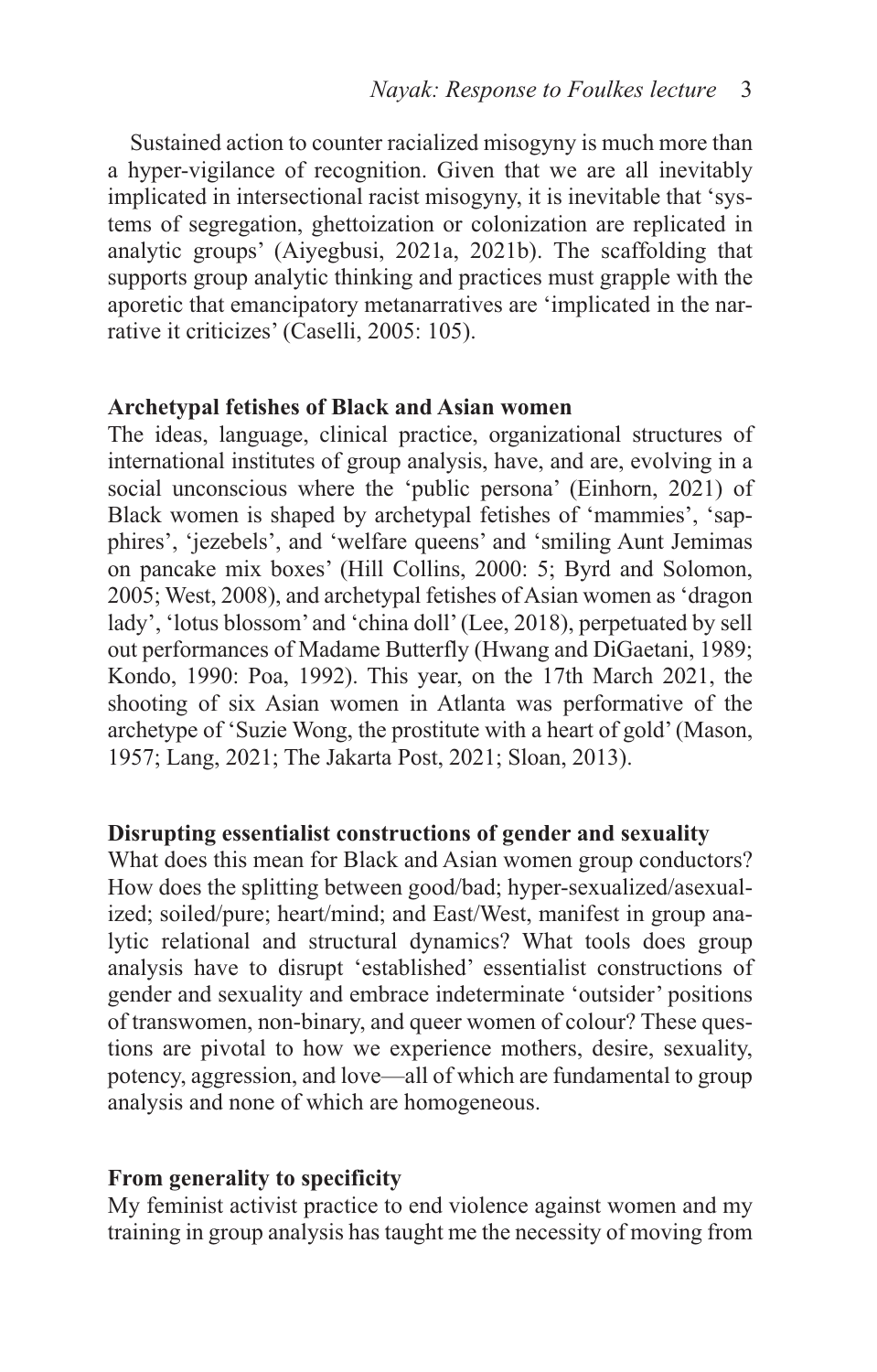Sustained action to counter racialized misogyny is much more than a hyper-vigilance of recognition. Given that we are all inevitably implicated in intersectional racist misogyny, it is inevitable that 'systems of segregation, ghettoization or colonization are replicated in analytic groups' (Aiyegbusi, 2021a, 2021b). The scaffolding that supports group analytic thinking and practices must grapple with the aporetic that emancipatory metanarratives are 'implicated in the narrative it criticizes' (Caselli, 2005: 105).

**Archetypal fetishes of Black and Asian women**

The ideas, language, clinical practice, organizational structures of international institutes of group analysis, have, and are, evolving in a social unconscious where the 'public persona' (Einhorn, 2021) of Black women is shaped by archetypal fetishes of 'mammies', 'sapphires', 'jezebels', and 'welfare queens' and 'smiling Aunt Jemimas on pancake mix boxes' (Hill Collins, 2000: 5; Byrd and Solomon, 2005; West, 2008), and archetypal fetishes of Asian women as 'dragon lady', 'lotus blossom' and 'china doll' (Lee, 2018), perpetuated by sell out performances of Madame Butterfly (Hwang and DiGaetani, 1989; Kondo, 1990: Poa, 1992). This year, on the 17th March 2021, the shooting of six Asian women in Atlanta was performative of the archetype of 'Suzie Wong, the prostitute with a heart of gold' (Mason, 1957; Lang, 2021; The Jakarta Post, 2021; Sloan, 2013).

**Disrupting essentialist constructions of gender and sexuality**

What does this mean for Black and Asian women group conductors? How does the splitting between good/bad; hyper-sexualized/asexualized; soiled/pure; heart/mind; and East/West, manifest in group analytic relational and structural dynamics? What tools does group analysis have to disrupt 'established' essentialist constructions of gender and sexuality and embrace indeterminate 'outsider' positions of transwomen, non-binary, and queer women of colour? These questions are pivotal to how we experience mothers, desire, sexuality, potency, aggression, and love—all of which are fundamental to group analysis and none of which are homogeneous.

**From generality to specificity**

My feminist activist practice to end violence against women and my training in group analysis has taught me the necessity of moving from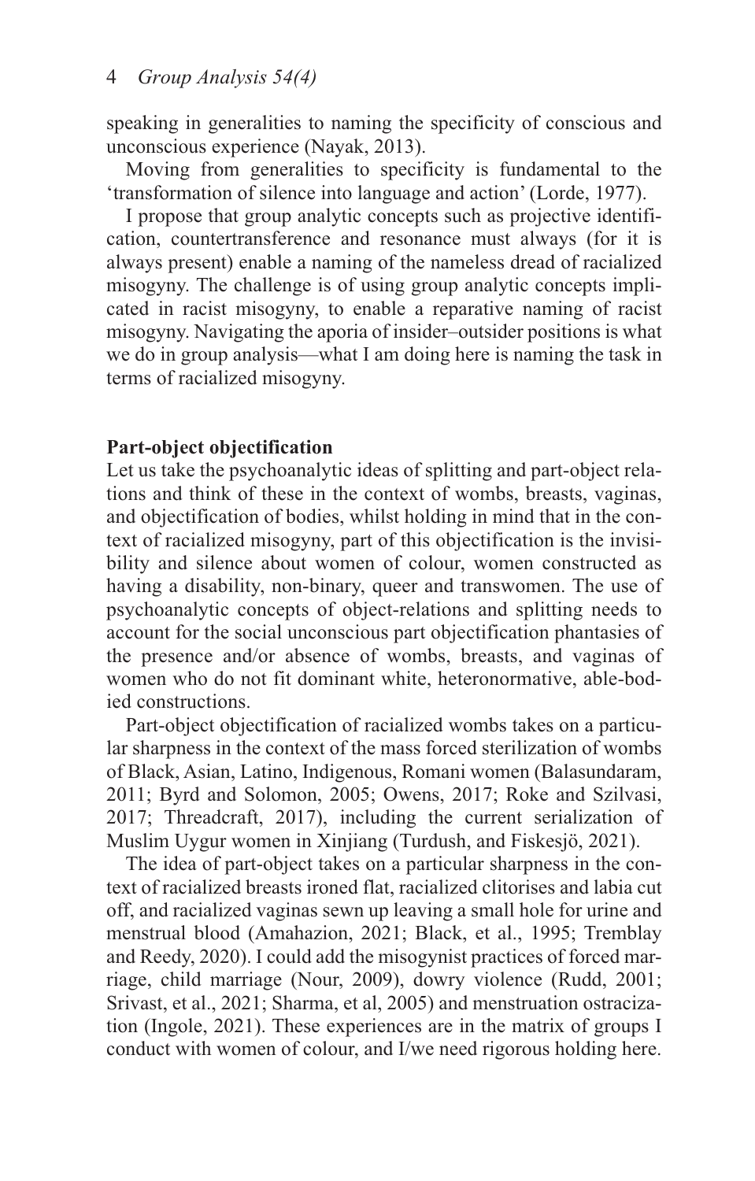speaking in generalities to naming the specificity of conscious and unconscious experience (Nayak, 2013).

Moving from generalities to specificity is fundamental to the 'transformation of silence into language and action' (Lorde, 1977).

I propose that group analytic concepts such as projective identification, countertransference and resonance must always (for it is always present) enable a naming of the nameless dread of racialized misogyny. The challenge is of using group analytic concepts implicated in racist misogyny, to enable a reparative naming of racist misogyny. Navigating the aporia of insider–outsider positions is what we do in group analysis—what I am doing here is naming the task in terms of racialized misogyny.

**Part-object objectification**

Let us take the psychoanalytic ideas of splitting and part-object relations and think of these in the context of wombs, breasts, vaginas, and objectification of bodies, whilst holding in mind that in the context of racialized misogyny, part of this objectification is the invisibility and silence about women of colour, women constructed as having a disability, non-binary, queer and transwomen. The use of psychoanalytic concepts of object-relations and splitting needs to account for the social unconscious part objectification phantasies of the presence and/or absence of wombs, breasts, and vaginas of women who do not fit dominant white, heteronormative, able-bodied constructions.

Part-object objectification of racialized wombs takes on a particular sharpness in the context of the mass forced sterilization of wombs of Black, Asian, Latino, Indigenous, Romani women (Balasundaram, 2011; Byrd and Solomon, 2005; Owens, 2017; Roke and Szilvasi, 2017; Threadcraft, 2017), including the current serialization of Muslim Uygur women in Xinjiang (Turdush, and Fiskesjö, 2021).

The idea of part-object takes on a particular sharpness in the context of racialized breasts ironed flat, racialized clitorises and labia cut off, and racialized vaginas sewn up leaving a small hole for urine and menstrual blood (Amahazion, 2021; Black, et al., 1995; Tremblay and Reedy, 2020). I could add the misogynist practices of forced marriage, child marriage (Nour, 2009), dowry violence (Rudd, 2001; Srivast, et al., 2021; Sharma, et al, 2005) and menstruation ostracization (Ingole, 2021). These experiences are in the matrix of groups I conduct with women of colour, and I/we need rigorous holding here.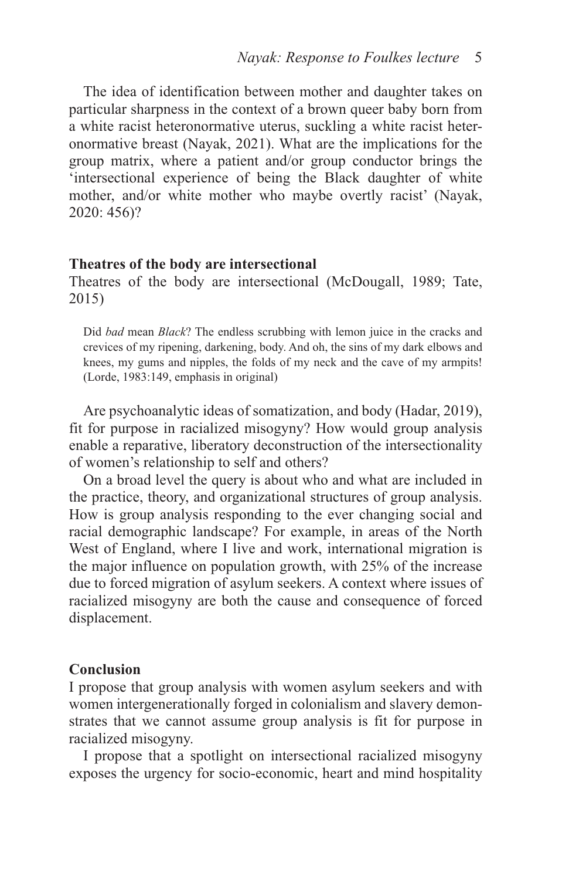The idea of identification between mother and daughter takes on particular sharpness in the context of a brown queer baby born from a white racist heteronormative uterus, suckling a white racist heteronormative breast (Nayak, 2021). What are the implications for the group matrix, where a patient and/or group conductor brings the 'intersectional experience of being the Black daughter of white mother, and/or white mother who maybe overtly racist' (Nayak, 2020: 456)?

## Theatres of the body are intersectional

Theatres of the body are intersectional (McDougall, 1989; Tate, 2015)

> Did *bad* mean *Black*? The endless scrubbing with lemon juice in the cracks and crevices of my ripening, darkening, body. And oh, the sins of my dark elbows and knees, my gums and nipples, the folds of my neck and the cave of my armpits! (Lorde, 1983:149, emphasis in original)

Are psychoanalytic ideas of somatization, and body (Hadar, 2019), fit for purpose in racialized misogyny? How would group analysis enable a reparative, liberatory deconstruction of the intersectionality of women's relationship to self and others?

On a broad level the query is about who and what are included in the practice, theory, and organizational structures of group analysis. How is group analysis responding to the ever changing social and racial demographic landscape? For example, in areas of the North West of England, where I live and work, international migration is the major influence on population growth, with 25% of the increase due to forced migration of asylum seekers. A context where issues of racialized misogyny are both the cause and consequence of forced displacement.

## Conclusion

I propose that group analysis with women asylum seekers and with women intergenerationally forged in colonialism and slavery demonstrates that we cannot assume group analysis is fit for purpose in racialized misogyny.

I propose that a spotlight on intersectional racialized misogyny exposes the urgency for socio-economic, heart and mind hospitality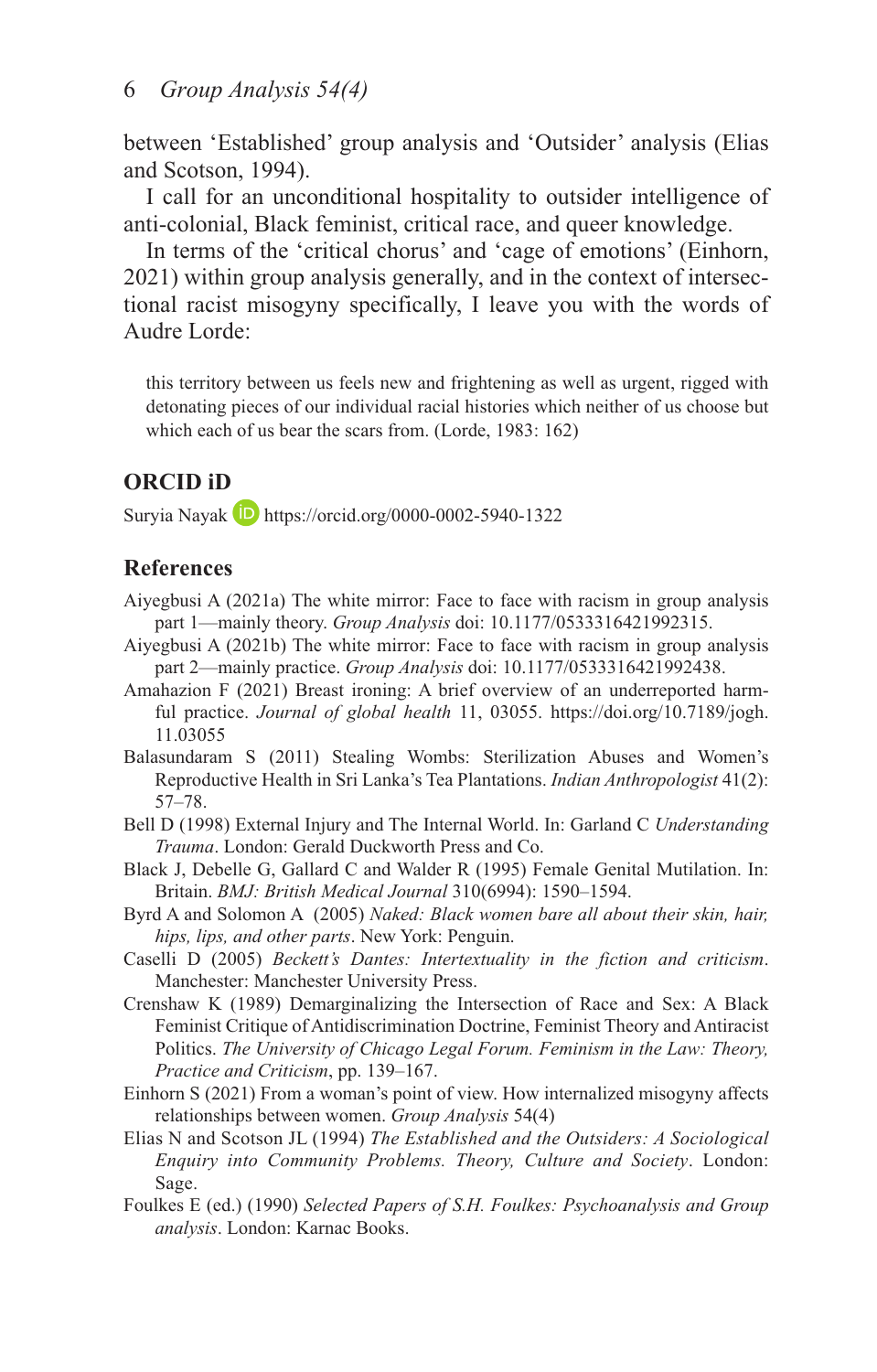between 'Established' group analysis and 'Outsider' analysis (Elias and Scotson, 1994).

I call for an unconditional hospitality to outsider intelligence of anti-colonial, Black feminist, critical race, and queer knowledge.

In terms of the 'critical chorus' and 'cage of emotions' (Einhorn, 2021) within group analysis generally, and in the context of intersectional racist misogyny specifically, I leave you with the words of Audre Lorde:

> this territory between us feels new and frightening as well as urgent, rigged with detonating pieces of our individual racial histories which neither of us choose but which each of us bear the scars from. (Lorde, 1983: 162)

## ORCID iD

Suryia Nayak https://orcid.org/0000-0002-5940-1322

## References

Aiyegbusi A (2021a) The white mirror: Face to face with racism in group analysis part 1—mainly theory. *Group Analysis* doi: 10.1177/0533316421992315.

Aiyegbusi A (2021b) The white mirror: Face to face with racism in group analysis part 2—mainly practice. *Group Analysis* doi: 10.1177/0533316421992438.

Amahazion F (2021) Breast ironing: A brief overview of an underreported harmful practice. *Journal of global health* 11, 03055. https://doi.org/10.7189/jogh.11.03055

Balasundaram S (2011) Stealing Wombs: Sterilization Abuses and Women's Reproductive Health in Sri Lanka's Tea Plantations. *Indian Anthropologist* 41(2): 57–78.

Bell D (1998) External Injury and The Internal World. In: Garland C *Understanding Trauma*. London: Gerald Duckworth Press and Co.

Black J, Debelle G, Gallard C and Walder R (1995) Female Genital Mutilation. In: Britain. *BMJ: British Medical Journal* 310(6994): 1590–1594.

Byrd A and Solomon A (2005) *Naked: Black women bare all about their skin, hair, hips, lips, and other parts*. New York: Penguin.

Caselli D (2005) *Beckett's Dantes: Intertextuality in the fiction and criticism*. Manchester: Manchester University Press.

Crenshaw K (1989) Demarginalizing the Intersection of Race and Sex: A Black Feminist Critique of Antidiscrimination Doctrine, Feminist Theory and Antiracist Politics. *The University of Chicago Legal Forum. Feminism in the Law: Theory, Practice and Criticism*, pp. 139–167.

Einhorn S (2021) From a woman's point of view. How internalized misogyny affects relationships between women. *Group Analysis* 54(4)

Elias N and Scotson JL (1994) *The Established and the Outsiders: A Sociological Enquiry into Community Problems. Theory, Culture and Society*. London: Sage.

Foulkes E (ed.) (1990) *Selected Papers of S.H. Foulkes: Psychoanalysis and Group analysis*. London: Karnac Books.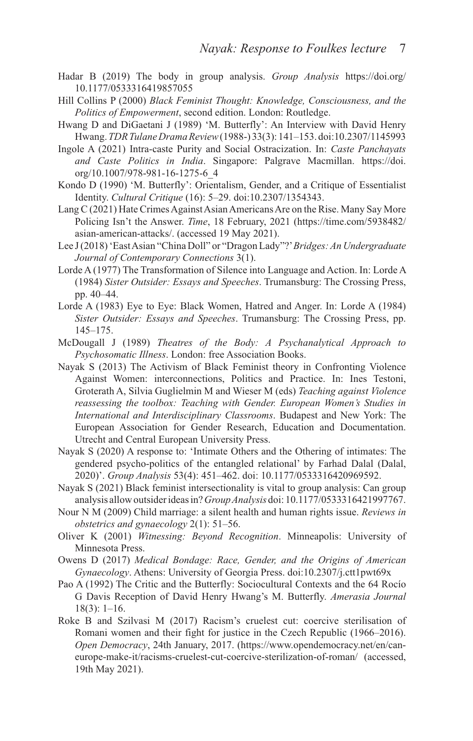Hadar B (2019) The body in group analysis. *Group Analysis* https://doi.org/10.1177/0533316419857055

Hill Collins P (2000) *Black Feminist Thought: Knowledge, Consciousness, and the Politics of Empowerment*, second edition. London: Routledge.

Hwang D and DiGaetani J (1989) 'M. Butterfly': An Interview with David Henry Hwang. *TDR Tulane Drama Review* (1988-) 33(3): 141–153. doi:10.2307/1145993

Ingole A (2021) Intra-caste Purity and Social Ostracization. In: *Caste Panchayats and Caste Politics in India*. Singapore: Palgrave Macmillan. https://doi.org/10.1007/978-981-16-1275-6_4

Kondo D (1990) 'M. Butterfly': Orientalism, Gender, and a Critique of Essentialist Identity. *Cultural Critique* (16): 5–29. doi:10.2307/1354343.

Lang C (2021) Hate Crimes Against Asian Americans Are on the Rise. Many Say More Policing Isn't the Answer. *Time*, 18 February, 2021 (https://time.com/5938482/asian-american-attacks/. (accessed 19 May 2021).

Lee J (2018) 'East Asian "China Doll" or "Dragon Lady"?' *Bridges: An Undergraduate Journal of Contemporary Connections* 3(1).

Lorde A (1977) The Transformation of Silence into Language and Action. In: Lorde A (1984) *Sister Outsider: Essays and Speeches*. Trumansburg: The Crossing Press, pp. 40–44.

Lorde A (1983) Eye to Eye: Black Women, Hatred and Anger. In: Lorde A (1984) *Sister Outsider: Essays and Speeches*. Trumansburg: The Crossing Press, pp. 145–175.

McDougall J (1989) *Theatres of the Body: A Psychanalytical Approach to Psychosomatic Illness*. London: free Association Books.

Nayak S (2013) The Activism of Black Feminist theory in Confronting Violence Against Women: interconnections, Politics and Practice. In: Ines Testoni, Groterath A, Silvia Guglielmin M and Wieser M (eds) *Teaching against Violence reassessing the toolbox: Teaching with Gender. European Women's Studies in International and Interdisciplinary Classrooms*. Budapest and New York: The European Association for Gender Research, Education and Documentation. Utrecht and Central European University Press.

Nayak S (2020) A response to: 'Intimate Others and the Othering of intimates: The gendered psycho-politics of the entangled relational' by Farhad Dalal (Dalal, 2020)'. *Group Analysis* 53(4): 451–462. doi: 10.1177/0533316420969592.

Nayak S (2021) Black feminist intersectionality is vital to group analysis: Can group analysis allow outsider ideas in? *Group Analysis* doi: 10.1177/0533316421997767.

Nour N M (2009) Child marriage: a silent health and human rights issue. *Reviews in obstetrics and gynaecology* 2(1): 51–56.

Oliver K (2001) *Witnessing: Beyond Recognition*. Minneapolis: University of Minnesota Press.

Owens D (2017) *Medical Bondage: Race, Gender, and the Origins of American Gynaecology*. Athens: University of Georgia Press. doi:10.2307/j.ctt1pwt69x

Pao A (1992) The Critic and the Butterfly: Sociocultural Contexts and the 64 Rocío G Davis Reception of David Henry Hwang's M. Butterfly. *Amerasia Journal* 18(3): 1–16.

Roke B and Szilvasi M (2017) Racism's cruelest cut: coercive sterilisation of Romani women and their fight for justice in the Czech Republic (1966–2016). *Open Democracy*, 24th January, 2017. (https://www.opendemocracy.net/en/can-europe-make-it/racisms-cruelest-cut-coercive-sterilization-of-roman/ (accessed, 19th May 2021).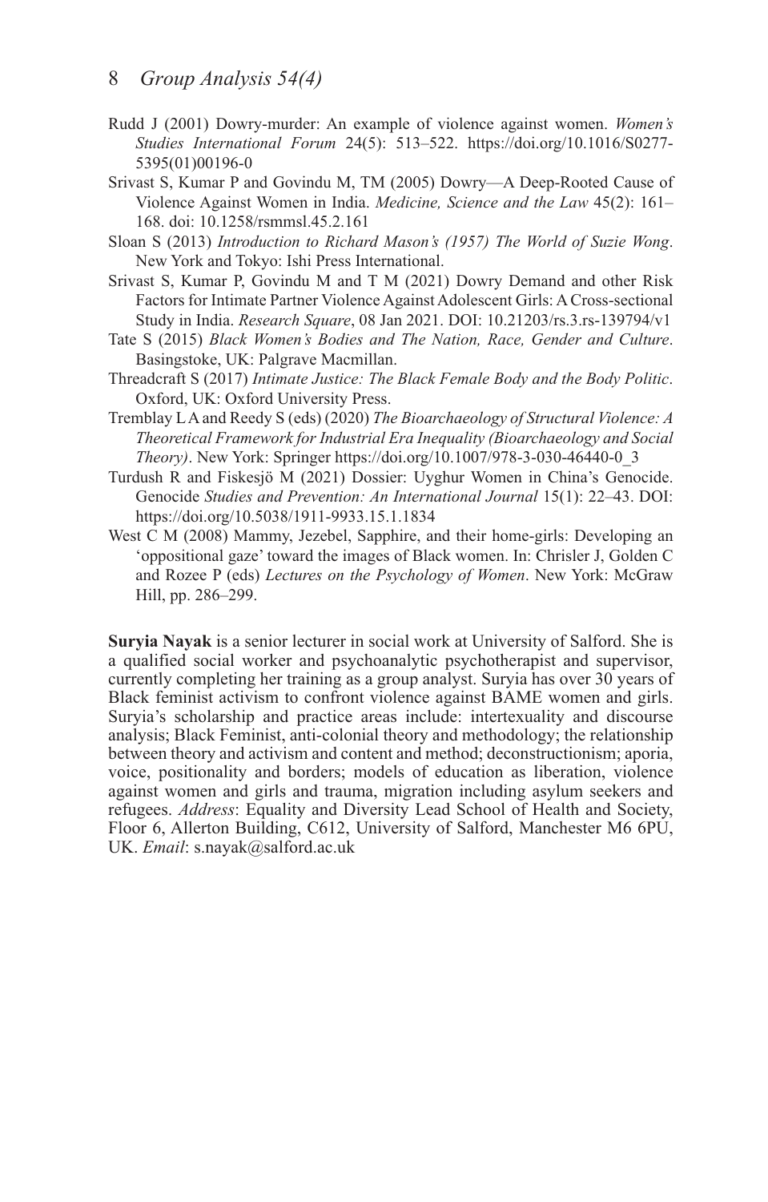Rudd J (2001) Dowry-murder: An example of violence against women. *Women's Studies International Forum* 24(5): 513–522. https://doi.org/10.1016/S0277-5395(01)00196-0

Srivast S, Kumar P and Govindu M, TM (2005) Dowry—A Deep-Rooted Cause of Violence Against Women in India. *Medicine, Science and the Law* 45(2): 161–168. doi: 10.1258/rsmmsl.45.2.161

Sloan S (2013) *Introduction to Richard Mason's (1957) The World of Suzie Wong*. New York and Tokyo: Ishi Press International.

Srivast S, Kumar P, Govindu M and T M (2021) Dowry Demand and other Risk Factors for Intimate Partner Violence Against Adolescent Girls: A Cross-sectional Study in India. *Research Square*, 08 Jan 2021. DOI: 10.21203/rs.3.rs-139794/v1

Tate S (2015) *Black Women's Bodies and The Nation, Race, Gender and Culture*. Basingstoke, UK: Palgrave Macmillan.

Threadcraft S (2017) *Intimate Justice: The Black Female Body and the Body Politic*. Oxford, UK: Oxford University Press.

Tremblay L A and Reedy S (eds) (2020) *The Bioarchaeology of Structural Violence: A Theoretical Framework for Industrial Era Inequality (Bioarchaeology and Social Theory)*. New York: Springer https://doi.org/10.1007/978-3-030-46440-0_3

Turdush R and Fiskesjö M (2021) Dossier: Uyghur Women in China's Genocide. Genocide *Studies and Prevention: An International Journal* 15(1): 22–43. DOI: https://doi.org/10.5038/1911-9933.15.1.1834

West C M (2008) Mammy, Jezebel, Sapphire, and their home-girls: Developing an 'oppositional gaze' toward the images of Black women. In: Chrisler J, Golden C and Rozee P (eds) *Lectures on the Psychology of Women*. New York: McGraw Hill, pp. 286–299.

**Suryia Nayak** is a senior lecturer in social work at University of Salford. She is a qualified social worker and psychoanalytic psychotherapist and supervisor, currently completing her training as a group analyst. Suryia has over 30 years of Black feminist activism to confront violence against BAME women and girls. Suryia's scholarship and practice areas include: intertexuality and discourse analysis; Black Feminist, anti-colonial theory and methodology; the relationship between theory and activism and content and method; deconstructionism; aporia, voice, positionality and borders; models of education as liberation, violence against women and girls and trauma, migration including asylum seekers and refugees. *Address*: Equality and Diversity Lead School of Health and Society, Floor 6, Allerton Building, C612, University of Salford, Manchester M6 6PU, UK. *Email*: s.nayak@salford.ac.uk